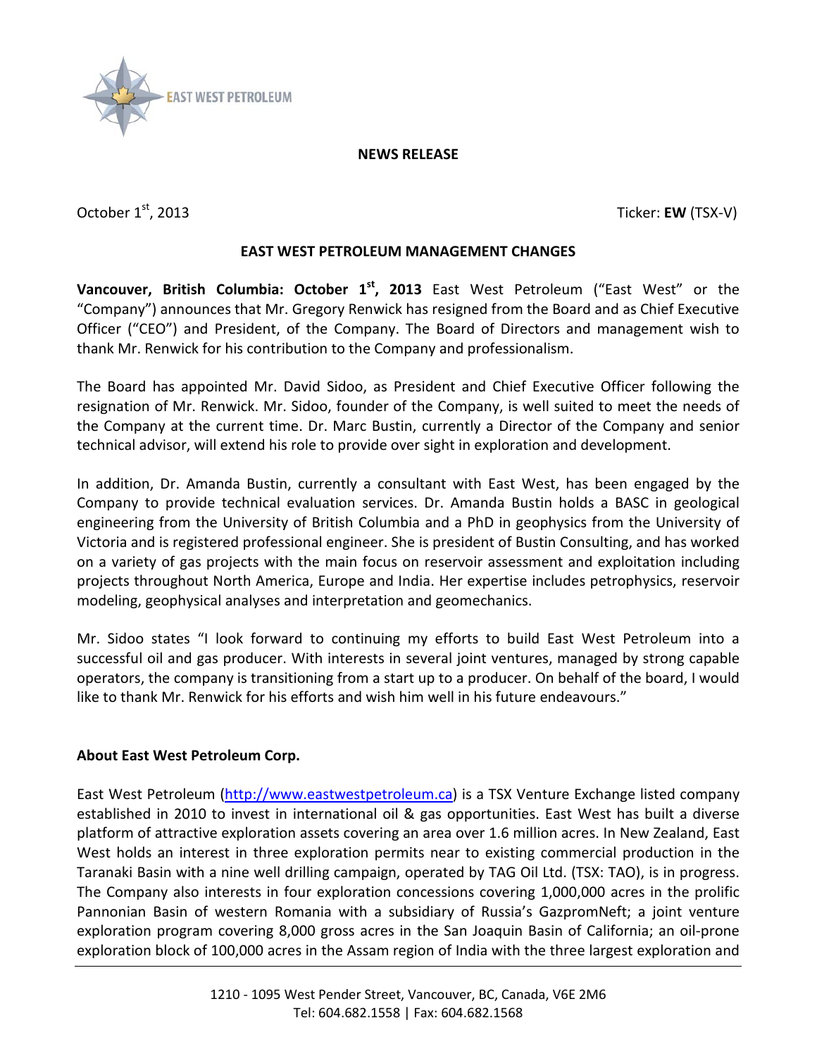EAST WEST PETROLEUM

**NEWS RELEASE**

October 1st, 2013 Ticker: **EW** (TSX-V)

**EAST WEST PETROLEUM MANAGEMENT CHANGES**

**Vancouver, British Columbia: October 1st, 2013** East West Petroleum ("East West" or the "Company") announces that Mr. Gregory Renwick has resigned from the Board and as Chief Executive Officer ("CEO") and President, of the Company. The Board of Directors and management wish to thank Mr. Renwick for his contribution to the Company and professionalism.

The Board has appointed Mr. David Sidoo, as President and Chief Executive Officer following the resignation of Mr. Renwick. Mr. Sidoo, founder of the Company, is well suited to meet the needs of the Company at the current time. Dr. Marc Bustin, currently a Director of the Company and senior technical advisor, will extend his role to provide over sight in exploration and development.

In addition, Dr. Amanda Bustin, currently a consultant with East West, has been engaged by the Company to provide technical evaluation services. Dr. Amanda Bustin holds a BASC in geological engineering from the University of British Columbia and a PhD in geophysics from the University of Victoria and is registered professional engineer. She is president of Bustin Consulting, and has worked on a variety of gas projects with the main focus on reservoir assessment and exploitation including projects throughout North America, Europe and India. Her expertise includes petrophysics, reservoir modeling, geophysical analyses and interpretation and geomechanics.

Mr. Sidoo states "I look forward to continuing my efforts to build East West Petroleum into a successful oil and gas producer. With interests in several joint ventures, managed by strong capable operators, the company is transitioning from a start up to a producer. On behalf of the board, I would like to thank Mr. Renwick for his efforts and wish him well in his future endeavours."

**About East West Petroleum Corp.**

East West Petroleum (http://www.eastwestpetroleum.ca) is a TSX Venture Exchange listed company established in 2010 to invest in international oil & gas opportunities. East West has built a diverse platform of attractive exploration assets covering an area over 1.6 million acres. In New Zealand, East West holds an interest in three exploration permits near to existing commercial production in the Taranaki Basin with a nine well drilling campaign, operated by TAG Oil Ltd. (TSX: TAO), is in progress. The Company also interests in four exploration concessions covering 1,000,000 acres in the prolific Pannonian Basin of western Romania with a subsidiary of Russia's GazpromNeft; a joint venture exploration program covering 8,000 gross acres in the San Joaquin Basin of California; an oil-prone exploration block of 100,000 acres in the Assam region of India with the three largest exploration and

1210 - 1095 West Pender Street, Vancouver, BC, Canada, V6E 2M6
Tel: 604.682.1558 | Fax: 604.682.1568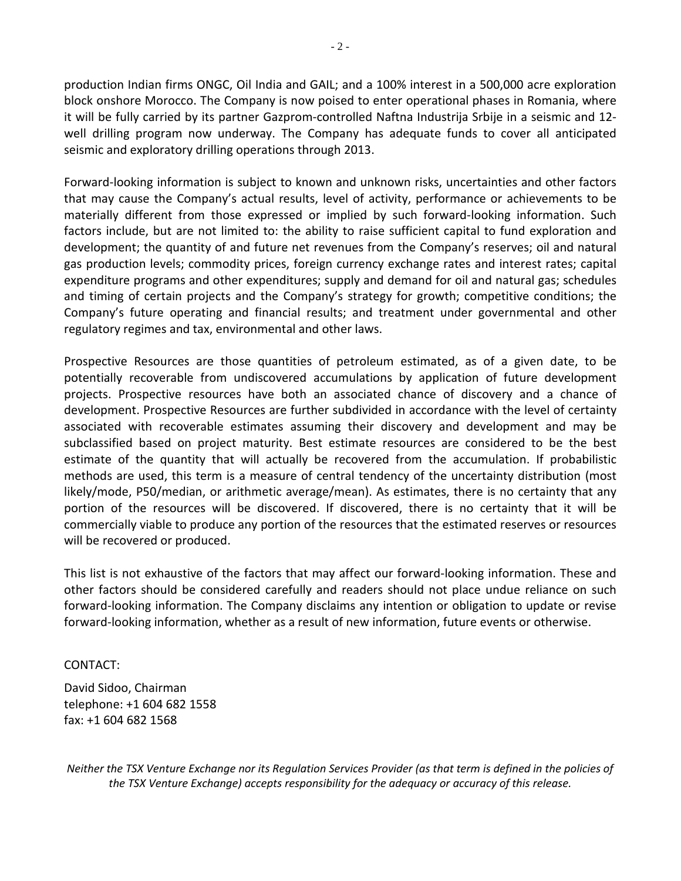production Indian firms ONGC, Oil India and GAIL; and a 100% interest in a 500,000 acre exploration block onshore Morocco. The Company is now poised to enter operational phases in Romania, where it will be fully carried by its partner Gazprom-controlled Naftna Industrija Srbije in a seismic and 12-well drilling program now underway. The Company has adequate funds to cover all anticipated seismic and exploratory drilling operations through 2013.

Forward-looking information is subject to known and unknown risks, uncertainties and other factors that may cause the Company's actual results, level of activity, performance or achievements to be materially different from those expressed or implied by such forward-looking information. Such factors include, but are not limited to: the ability to raise sufficient capital to fund exploration and development; the quantity of and future net revenues from the Company's reserves; oil and natural gas production levels; commodity prices, foreign currency exchange rates and interest rates; capital expenditure programs and other expenditures; supply and demand for oil and natural gas; schedules and timing of certain projects and the Company's strategy for growth; competitive conditions; the Company's future operating and financial results; and treatment under governmental and other regulatory regimes and tax, environmental and other laws.

Prospective Resources are those quantities of petroleum estimated, as of a given date, to be potentially recoverable from undiscovered accumulations by application of future development projects. Prospective resources have both an associated chance of discovery and a chance of development. Prospective Resources are further subdivided in accordance with the level of certainty associated with recoverable estimates assuming their discovery and development and may be subclassified based on project maturity. Best estimate resources are considered to be the best estimate of the quantity that will actually be recovered from the accumulation. If probabilistic methods are used, this term is a measure of central tendency of the uncertainty distribution (most likely/mode, P50/median, or arithmetic average/mean). As estimates, there is no certainty that any portion of the resources will be discovered. If discovered, there is no certainty that it will be commercially viable to produce any portion of the resources that the estimated reserves or resources will be recovered or produced.

This list is not exhaustive of the factors that may affect our forward-looking information. These and other factors should be considered carefully and readers should not place undue reliance on such forward-looking information. The Company disclaims any intention or obligation to update or revise forward-looking information, whether as a result of new information, future events or otherwise.

CONTACT:

David Sidoo, Chairman
telephone: +1 604 682 1558
fax: +1 604 682 1568

*Neither the TSX Venture Exchange nor its Regulation Services Provider (as that term is defined in the policies of the TSX Venture Exchange) accepts responsibility for the adequacy or accuracy of this release.*